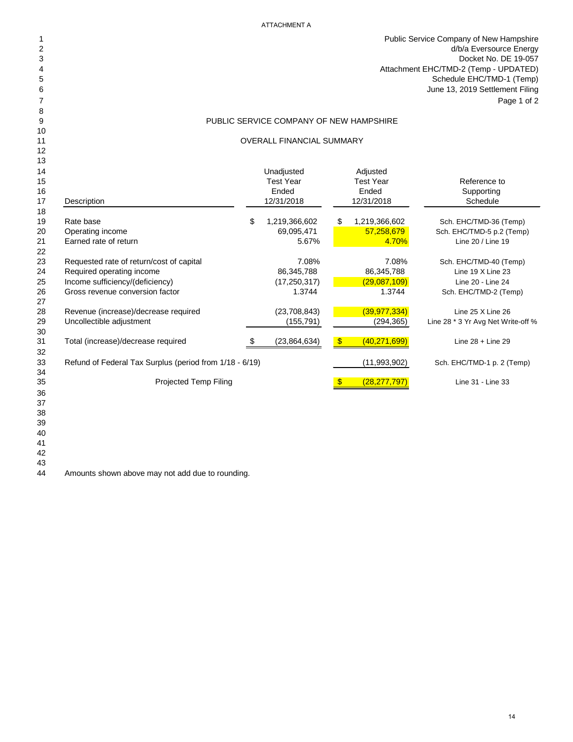ATTACHMENT A

Public Service Company of New Hampshire
d/b/a Eversource Energy
Docket No. DE 19-057
Attachment EHC/TMD-2 (Temp - UPDATED)
Schedule EHC/TMD-1 (Temp)
June 13, 2019 Settlement Filing
Page 1 of 2

## PUBLIC SERVICE COMPANY OF NEW HAMPSHIRE

### OVERALL FINANCIAL SUMMARY

| Line | Description | Unadjusted Test Year Ended 12/31/2018 | Adjusted Test Year Ended 12/31/2018 | Reference to Supporting Schedule |
|---|---|---|---|---|
| 19 | Rate base | $ 1,219,366,602 | $ 1,219,366,602 | Sch. EHC/TMD-36 (Temp) |
| 20 | Operating income | 69,095,471 | 57,258,679 | Sch. EHC/TMD-5 p.2 (Temp) |
| 21 | Earned rate of return | 5.67% | 4.70% | Line 20 / Line 19 |
| 23 | Requested rate of return/cost of capital | 7.08% | 7.08% | Sch. EHC/TMD-40 (Temp) |
| 24 | Required operating income | 86,345,788 | 86,345,788 | Line 19 X Line 23 |
| 25 | Income sufficiency/(deficiency) | (17,250,317) | (29,087,109) | Line 20 - Line 24 |
| 26 | Gross revenue conversion factor | 1.3744 | 1.3744 | Sch. EHC/TMD-2 (Temp) |
| 28 | Revenue (increase)/decrease required | (23,708,843) | (39,977,334) | Line 25 X Line 26 |
| 29 | Uncollectible adjustment | (155,791) | (294,365) | Line 28 * 3 Yr Avg Net Write-off % |
| 31 | Total (increase)/decrease required | $ (23,864,634) | $ (40,271,699) | Line 28 + Line 29 |
| 33 | Refund of Federal Tax Surplus (period from 1/18 - 6/19) | | (11,993,902) | Sch. EHC/TMD-1 p. 2 (Temp) |
| 35 | Projected Temp Filing | | $ (28,277,797) | Line 31 - Line 33 |

Amounts shown above may not add due to rounding.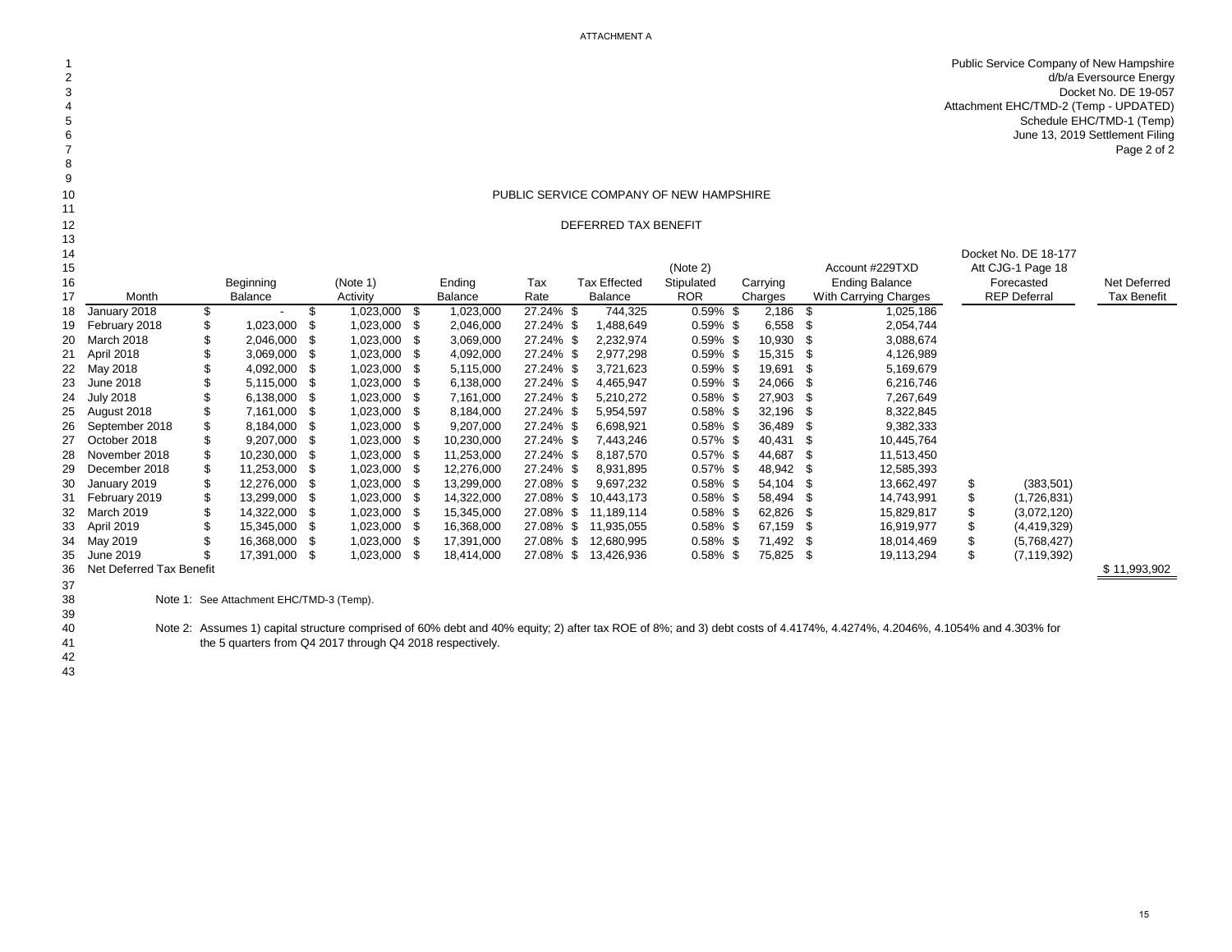ATTACHMENT A

Public Service Company of New Hampshire
d/b/a Eversource Energy
Docket No. DE 19-057
Attachment EHC/TMD-2 (Temp - UPDATED)
Schedule EHC/TMD-1 (Temp)
June 13, 2019 Settlement Filing
Page 2 of 2

## PUBLIC SERVICE COMPANY OF NEW HAMPSHIRE

## DEFERRED TAX BENEFIT

| | Month | Beginning Balance | (Note 1) Activity | Ending Balance | Tax Rate | Tax Effected Balance | (Note 2) Stipulated ROR | Carrying Charges | Account #229TXD Ending Balance With Carrying Charges | Docket No. DE 18-177 Att CJG-1 Page 18 Forecasted REP Deferral | Net Deferred Tax Benefit |
|---|---|---|---|---|---|---|---|---|---|---|---|
| 18 | January 2018 | $ - | $ 1,023,000 | $ 1,023,000 | 27.24% | $ 744,325 | 0.59% | $ 2,186 | $ 1,025,186 | | |
| 19 | February 2018 | $ 1,023,000 | $ 1,023,000 | $ 2,046,000 | 27.24% | $ 1,488,649 | 0.59% | $ 6,558 | $ 2,054,744 | | |
| 20 | March 2018 | $ 2,046,000 | $ 1,023,000 | $ 3,069,000 | 27.24% | $ 2,232,974 | 0.59% | $ 10,930 | $ 3,088,674 | | |
| 21 | April 2018 | $ 3,069,000 | $ 1,023,000 | $ 4,092,000 | 27.24% | $ 2,977,298 | 0.59% | $ 15,315 | $ 4,126,989 | | |
| 22 | May 2018 | $ 4,092,000 | $ 1,023,000 | $ 5,115,000 | 27.24% | $ 3,721,623 | 0.59% | $ 19,691 | $ 5,169,679 | | |
| 23 | June 2018 | $ 5,115,000 | $ 1,023,000 | $ 6,138,000 | 27.24% | $ 4,465,947 | 0.59% | $ 24,066 | $ 6,216,746 | | |
| 24 | July 2018 | $ 6,138,000 | $ 1,023,000 | $ 7,161,000 | 27.24% | $ 5,210,272 | 0.58% | $ 27,903 | $ 7,267,649 | | |
| 25 | August 2018 | $ 7,161,000 | $ 1,023,000 | $ 8,184,000 | 27.24% | $ 5,954,597 | 0.58% | $ 32,196 | $ 8,322,845 | | |
| 26 | September 2018 | $ 8,184,000 | $ 1,023,000 | $ 9,207,000 | 27.24% | $ 6,698,921 | 0.58% | $ 36,489 | $ 9,382,333 | | |
| 27 | October 2018 | $ 9,207,000 | $ 1,023,000 | $ 10,230,000 | 27.24% | $ 7,443,246 | 0.57% | $ 40,431 | $ 10,445,764 | | |
| 28 | November 2018 | $ 10,230,000 | $ 1,023,000 | $ 11,253,000 | 27.24% | $ 8,187,570 | 0.57% | $ 44,687 | $ 11,513,450 | | |
| 29 | December 2018 | $ 11,253,000 | $ 1,023,000 | $ 12,276,000 | 27.24% | $ 8,931,895 | 0.57% | $ 48,942 | $ 12,585,393 | | |
| 30 | January 2019 | $ 12,276,000 | $ 1,023,000 | $ 13,299,000 | 27.08% | $ 9,697,232 | 0.58% | $ 54,104 | $ 13,662,497 | $ (383,501) | |
| 31 | February 2019 | $ 13,299,000 | $ 1,023,000 | $ 14,322,000 | 27.08% | $ 10,443,173 | 0.58% | $ 58,494 | $ 14,743,991 | $ (1,726,831) | |
| 32 | March 2019 | $ 14,322,000 | $ 1,023,000 | $ 15,345,000 | 27.08% | $ 11,189,114 | 0.58% | $ 62,826 | $ 15,829,817 | $ (3,072,120) | |
| 33 | April 2019 | $ 15,345,000 | $ 1,023,000 | $ 16,368,000 | 27.08% | $ 11,935,055 | 0.58% | $ 67,159 | $ 16,919,977 | $ (4,419,329) | |
| 34 | May 2019 | $ 16,368,000 | $ 1,023,000 | $ 17,391,000 | 27.08% | $ 12,680,995 | 0.58% | $ 71,492 | $ 18,014,469 | $ (5,768,427) | |
| 35 | June 2019 | $ 17,391,000 | $ 1,023,000 | $ 18,414,000 | 27.08% | $ 13,426,936 | 0.58% | $ 75,825 | $ 19,113,294 | $ (7,119,392) | |
| 36 | Net Deferred Tax Benefit | | | | | | | | | | $ 11,993,902 |

Note 1: See Attachment EHC/TMD-3 (Temp).

Note 2: Assumes 1) capital structure comprised of 60% debt and 40% equity; 2) after tax ROE of 8%; and 3) debt costs of 4.4174%, 4.4274%, 4.2046%, 4.1054% and 4.303% for the 5 quarters from Q4 2017 through Q4 2018 respectively.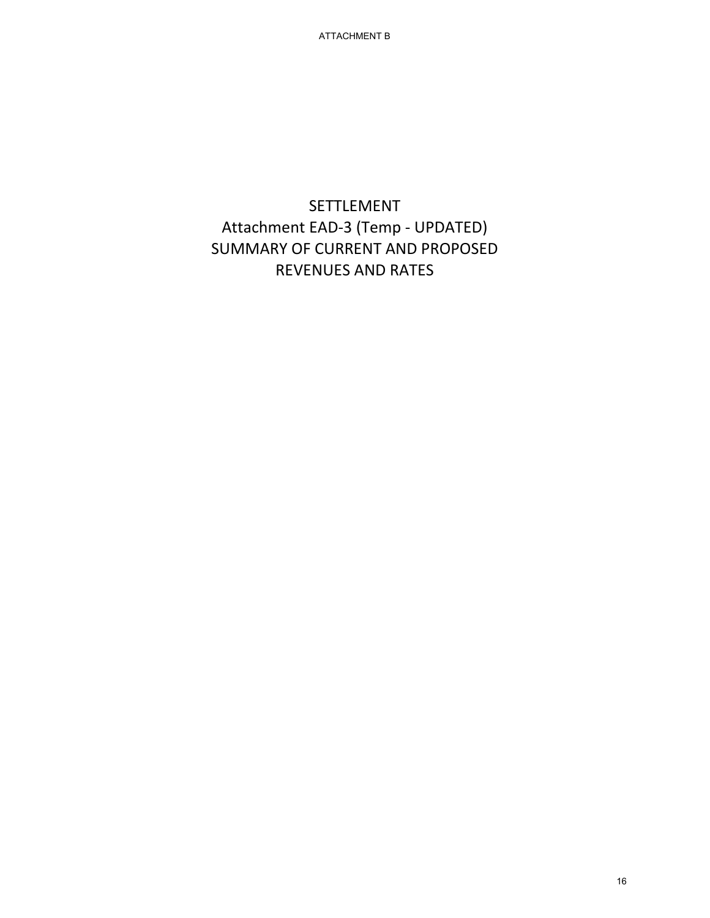# SETTLEMENT

## Attachment EAD-3 (Temp - UPDATED)

## SUMMARY OF CURRENT AND PROPOSED REVENUES AND RATES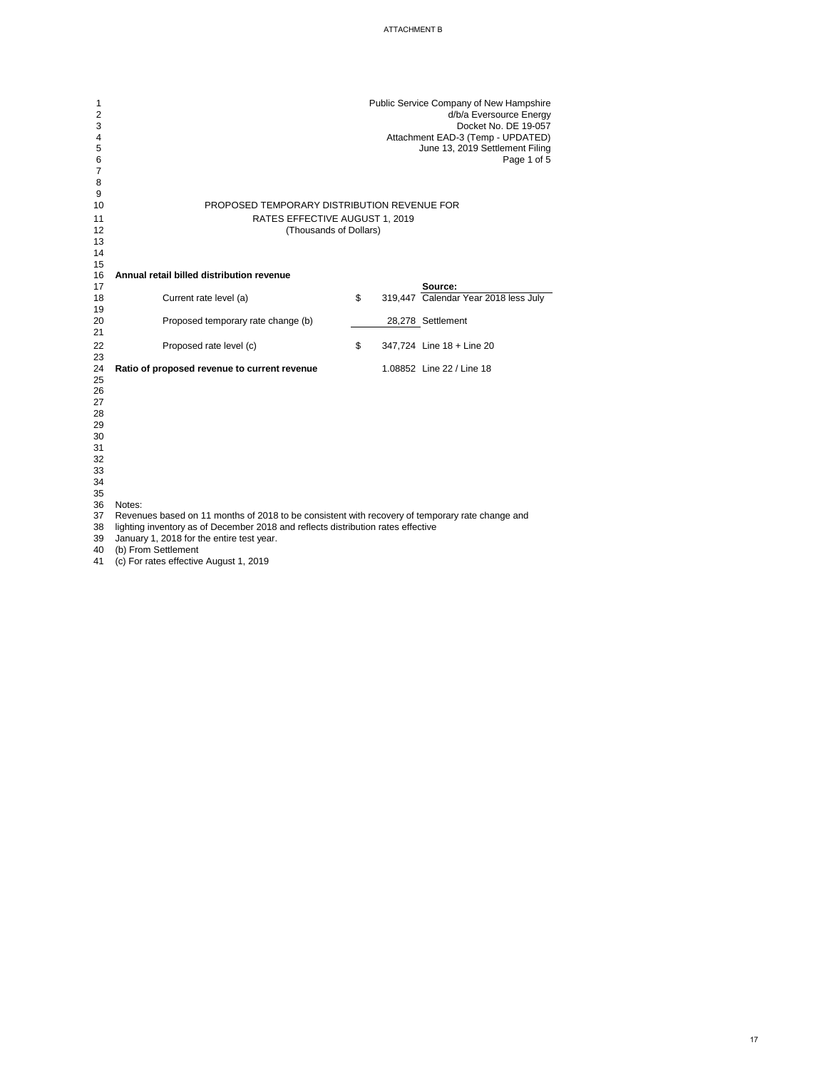ATTACHMENT B

Public Service Company of New Hampshire
d/b/a Eversource Energy
Docket No. DE 19-057
Attachment EAD-3 (Temp - UPDATED)
June 13, 2019 Settlement Filing
Page 1 of 5

## PROPOSED TEMPORARY DISTRIBUTION REVENUE FOR RATES EFFECTIVE AUGUST 1, 2019
(Thousands of Dollars)

**Annual retail billed distribution revenue**

| | | Amount | Source: |
|---|---|---|---|
| Current rate level (a) | $ | 319,447 | Calendar Year 2018 less July |
| Proposed temporary rate change (b) | | 28,278 | Settlement |
| Proposed rate level (c) | $ | 347,724 | Line 18 + Line 20 |
| **Ratio of proposed revenue to current revenue** | | 1.08852 | Line 22 / Line 18 |

Notes:
Revenues based on 11 months of 2018 to be consistent with recovery of temporary rate change and lighting inventory as of December 2018 and reflects distribution rates effective January 1, 2018 for the entire test year.
(b) From Settlement
(c) For rates effective August 1, 2019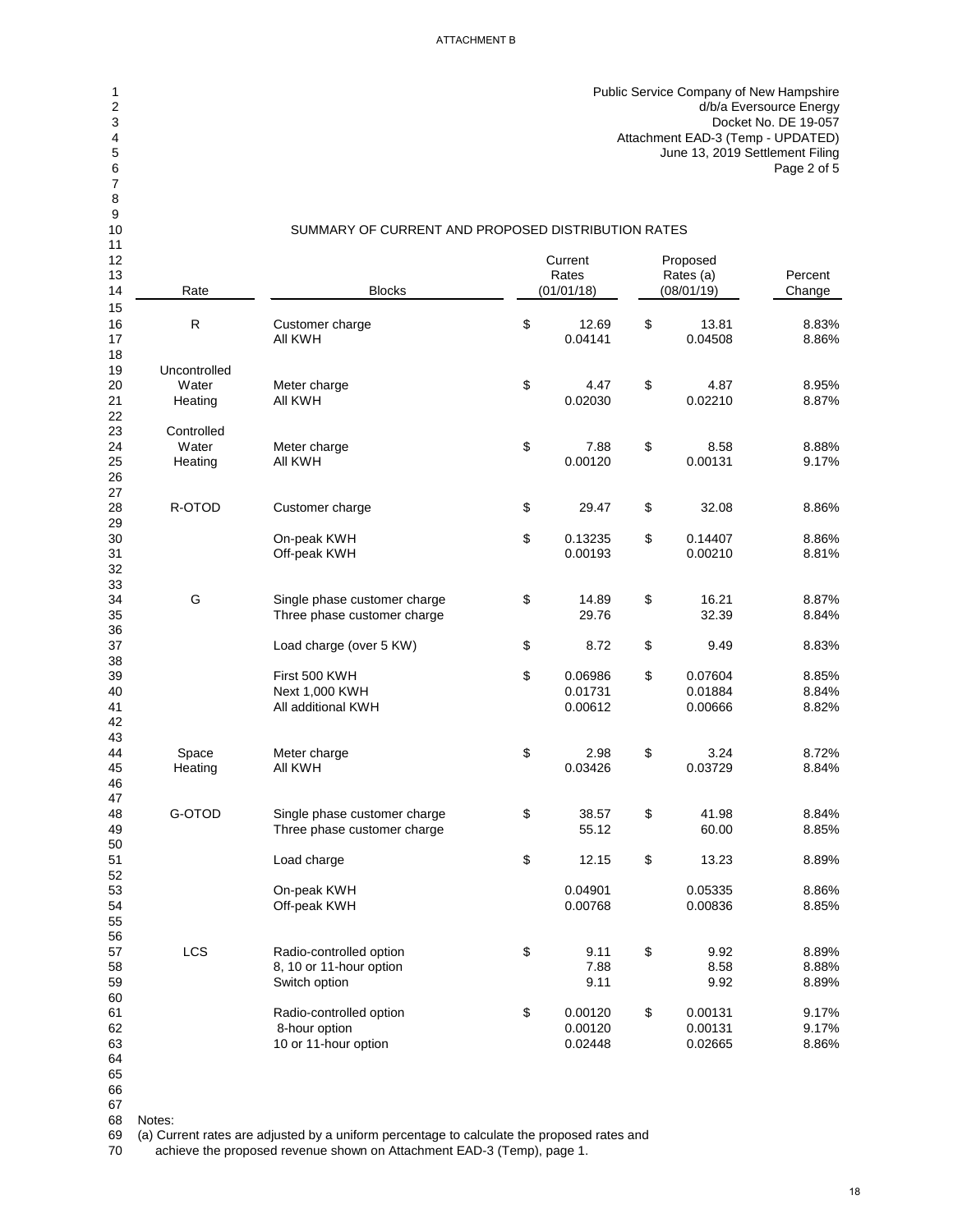ATTACHMENT B

Public Service Company of New Hampshire
d/b/a Eversource Energy
Docket No. DE 19-057
Attachment EAD-3 (Temp - UPDATED)
June 13, 2019 Settlement Filing
Page 2 of 5

## SUMMARY OF CURRENT AND PROPOSED DISTRIBUTION RATES

| Rate | Blocks | Current Rates (01/01/18) | Proposed Rates (a) (08/01/19) | Percent Change |
|---|---|---|---|---|
| R | Customer charge | $ 12.69 | $ 13.81 | 8.83% |
| | All KWH | 0.04141 | 0.04508 | 8.86% |
| Uncontrolled Water Heating | Meter charge | $ 4.47 | $ 4.87 | 8.95% |
| | All KWH | 0.02030 | 0.02210 | 8.87% |
| Controlled Water Heating | Meter charge | $ 7.88 | $ 8.58 | 8.88% |
| | All KWH | 0.00120 | 0.00131 | 9.17% |
| R-OTOD | Customer charge | $ 29.47 | $ 32.08 | 8.86% |
| | On-peak KWH | $ 0.13235 | $ 0.14407 | 8.86% |
| | Off-peak KWH | 0.00193 | 0.00210 | 8.81% |
| G | Single phase customer charge | $ 14.89 | $ 16.21 | 8.87% |
| | Three phase customer charge | 29.76 | 32.39 | 8.84% |
| | Load charge (over 5 KW) | $ 8.72 | $ 9.49 | 8.83% |
| | First 500 KWH | $ 0.06986 | $ 0.07604 | 8.85% |
| | Next 1,000 KWH | 0.01731 | 0.01884 | 8.84% |
| | All additional KWH | 0.00612 | 0.00666 | 8.82% |
| Space Heating | Meter charge | $ 2.98 | $ 3.24 | 8.72% |
| | All KWH | 0.03426 | 0.03729 | 8.84% |
| G-OTOD | Single phase customer charge | $ 38.57 | $ 41.98 | 8.84% |
| | Three phase customer charge | 55.12 | 60.00 | 8.85% |
| | Load charge | $ 12.15 | $ 13.23 | 8.89% |
| | On-peak KWH | 0.04901 | 0.05335 | 8.86% |
| | Off-peak KWH | 0.00768 | 0.00836 | 8.85% |
| LCS | Radio-controlled option | $ 9.11 | $ 9.92 | 8.89% |
| | 8, 10 or 11-hour option | 7.88 | 8.58 | 8.88% |
| | Switch option | 9.11 | 9.92 | 8.89% |
| | Radio-controlled option | $ 0.00120 | $ 0.00131 | 9.17% |
| | 8-hour option | 0.00120 | 0.00131 | 9.17% |
| | 10 or 11-hour option | 0.02448 | 0.02665 | 8.86% |

Notes:
(a) Current rates are adjusted by a uniform percentage to calculate the proposed rates and achieve the proposed revenue shown on Attachment EAD-3 (Temp), page 1.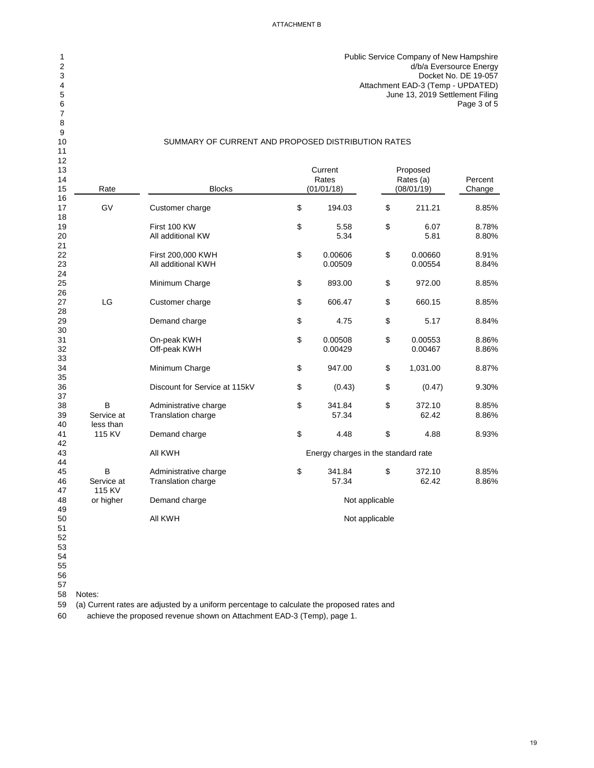ATTACHMENT B

Public Service Company of New Hampshire
d/b/a Eversource Energy
Docket No. DE 19-057
Attachment EAD-3 (Temp - UPDATED)
June 13, 2019 Settlement Filing
Page 3 of 5

## SUMMARY OF CURRENT AND PROPOSED DISTRIBUTION RATES

| Rate | Blocks | Current Rates (01/01/18) | Proposed Rates (a) (08/01/19) | Percent Change |
|---|---|---|---|---|
| GV | Customer charge | $ 194.03 | $ 211.21 | 8.85% |
| | First 100 KW | $ 5.58 | $ 6.07 | 8.78% |
| | All additional KW | 5.34 | 5.81 | 8.80% |
| | First 200,000 KWH | $ 0.00606 | $ 0.00660 | 8.91% |
| | All additional KWH | 0.00509 | 0.00554 | 8.84% |
| | Minimum Charge | $ 893.00 | $ 972.00 | 8.85% |
| LG | Customer charge | $ 606.47 | $ 660.15 | 8.85% |
| | Demand charge | $ 4.75 | $ 5.17 | 8.84% |
| | On-peak KWH | $ 0.00508 | $ 0.00553 | 8.86% |
| | Off-peak KWH | 0.00429 | 0.00467 | 8.86% |
| | Minimum Charge | $ 947.00 | $ 1,031.00 | 8.87% |
| | Discount for Service at 115kV | $ (0.43) | $ (0.47) | 9.30% |
| B Service at less than 115 KV | Administrative charge | $ 341.84 | $ 372.10 | 8.85% |
| | Translation charge | 57.34 | 62.42 | 8.86% |
| | Demand charge | $ 4.48 | $ 4.88 | 8.93% |
| | All KWH | Energy charges in the standard rate | | |
| B Service at 115 KV or higher | Administrative charge | $ 341.84 | $ 372.10 | 8.85% |
| | Translation charge | 57.34 | 62.42 | 8.86% |
| | Demand charge | Not applicable | | |
| | All KWH | Not applicable | | |

Notes:
(a) Current rates are adjusted by a uniform percentage to calculate the proposed rates and achieve the proposed revenue shown on Attachment EAD-3 (Temp), page 1.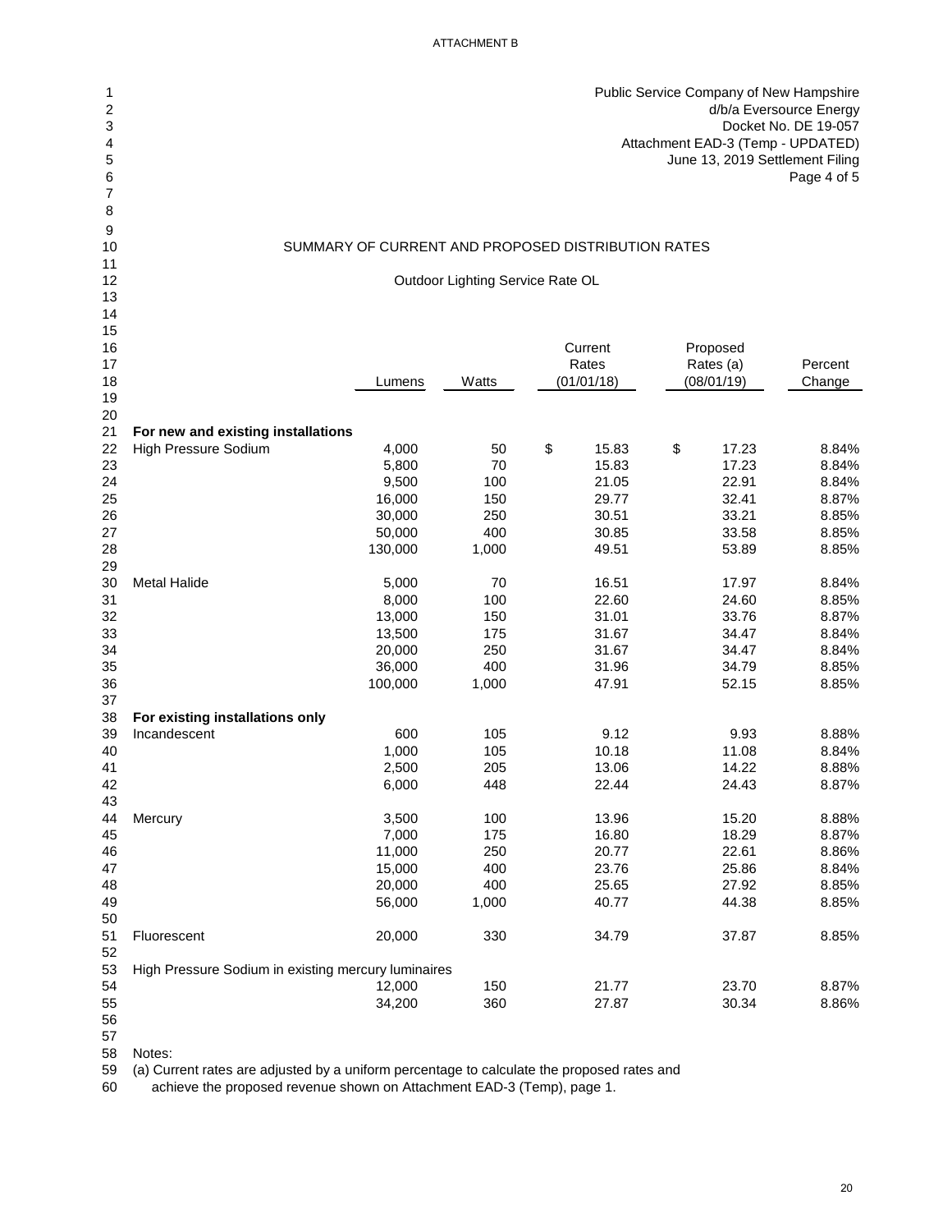ATTACHMENT B

Public Service Company of New Hampshire
d/b/a Eversource Energy
Docket No. DE 19-057
Attachment EAD-3 (Temp - UPDATED)
June 13, 2019 Settlement Filing
Page 4 of 5

## SUMMARY OF CURRENT AND PROPOSED DISTRIBUTION RATES

### Outdoor Lighting Service Rate OL

| | Lumens | Watts | Current Rates (01/01/18) | Proposed Rates (a) (08/01/19) | Percent Change |
|---|---|---|---|---|---|
| **For new and existing installations** | | | | | |
| High Pressure Sodium | 4,000 | 50 | $ 15.83 | $ 17.23 | 8.84% |
| | 5,800 | 70 | 15.83 | 17.23 | 8.84% |
| | 9,500 | 100 | 21.05 | 22.91 | 8.84% |
| | 16,000 | 150 | 29.77 | 32.41 | 8.87% |
| | 30,000 | 250 | 30.51 | 33.21 | 8.85% |
| | 50,000 | 400 | 30.85 | 33.58 | 8.85% |
| | 130,000 | 1,000 | 49.51 | 53.89 | 8.85% |
| Metal Halide | 5,000 | 70 | 16.51 | 17.97 | 8.84% |
| | 8,000 | 100 | 22.60 | 24.60 | 8.85% |
| | 13,000 | 150 | 31.01 | 33.76 | 8.87% |
| | 13,500 | 175 | 31.67 | 34.47 | 8.84% |
| | 20,000 | 250 | 31.67 | 34.47 | 8.84% |
| | 36,000 | 400 | 31.96 | 34.79 | 8.85% |
| | 100,000 | 1,000 | 47.91 | 52.15 | 8.85% |
| **For existing installations only** | | | | | |
| Incandescent | 600 | 105 | 9.12 | 9.93 | 8.88% |
| | 1,000 | 105 | 10.18 | 11.08 | 8.84% |
| | 2,500 | 205 | 13.06 | 14.22 | 8.88% |
| | 6,000 | 448 | 22.44 | 24.43 | 8.87% |
| Mercury | 3,500 | 100 | 13.96 | 15.20 | 8.88% |
| | 7,000 | 175 | 16.80 | 18.29 | 8.87% |
| | 11,000 | 250 | 20.77 | 22.61 | 8.86% |
| | 15,000 | 400 | 23.76 | 25.86 | 8.84% |
| | 20,000 | 400 | 25.65 | 27.92 | 8.85% |
| | 56,000 | 1,000 | 40.77 | 44.38 | 8.85% |
| Fluorescent | 20,000 | 330 | 34.79 | 37.87 | 8.85% |
| High Pressure Sodium in existing mercury luminaires | | | | | |
| | 12,000 | 150 | 21.77 | 23.70 | 8.87% |
| | 34,200 | 360 | 27.87 | 30.34 | 8.86% |

Notes:
(a) Current rates are adjusted by a uniform percentage to calculate the proposed rates and achieve the proposed revenue shown on Attachment EAD-3 (Temp), page 1.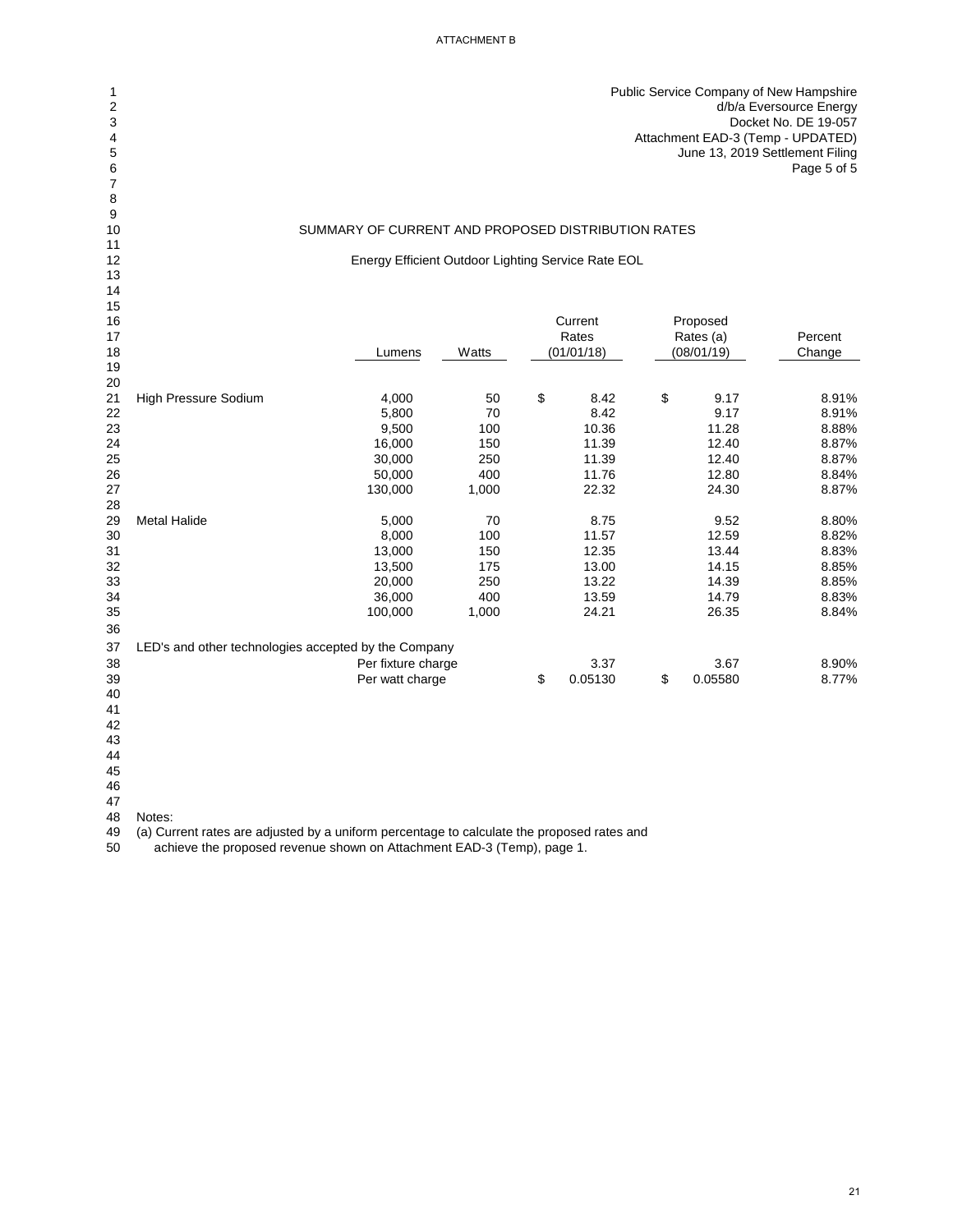ATTACHMENT B

Public Service Company of New Hampshire
d/b/a Eversource Energy
Docket No. DE 19-057
Attachment EAD-3 (Temp - UPDATED)
June 13, 2019 Settlement Filing
Page 5 of 5

## SUMMARY OF CURRENT AND PROPOSED DISTRIBUTION RATES

### Energy Efficient Outdoor Lighting Service Rate EOL

| | Lumens | Watts | Current Rates (01/01/18) | Proposed Rates (a) (08/01/19) | Percent Change |
|---|---|---|---|---|---|
| High Pressure Sodium | 4,000 | 50 | $ 8.42 | $ 9.17 | 8.91% |
| | 5,800 | 70 | 8.42 | 9.17 | 8.91% |
| | 9,500 | 100 | 10.36 | 11.28 | 8.88% |
| | 16,000 | 150 | 11.39 | 12.40 | 8.87% |
| | 30,000 | 250 | 11.39 | 12.40 | 8.87% |
| | 50,000 | 400 | 11.76 | 12.80 | 8.84% |
| | 130,000 | 1,000 | 22.32 | 24.30 | 8.87% |
| Metal Halide | 5,000 | 70 | 8.75 | 9.52 | 8.80% |
| | 8,000 | 100 | 11.57 | 12.59 | 8.82% |
| | 13,000 | 150 | 12.35 | 13.44 | 8.83% |
| | 13,500 | 175 | 13.00 | 14.15 | 8.85% |
| | 20,000 | 250 | 13.22 | 14.39 | 8.85% |
| | 36,000 | 400 | 13.59 | 14.79 | 8.83% |
| | 100,000 | 1,000 | 24.21 | 26.35 | 8.84% |
| LED's and other technologies accepted by the Company | | | | | |
| | Per fixture charge | | 3.37 | 3.67 | 8.90% |
| | Per watt charge | | $ 0.05130 | $ 0.05580 | 8.77% |

Notes:
(a) Current rates are adjusted by a uniform percentage to calculate the proposed rates and achieve the proposed revenue shown on Attachment EAD-3 (Temp), page 1.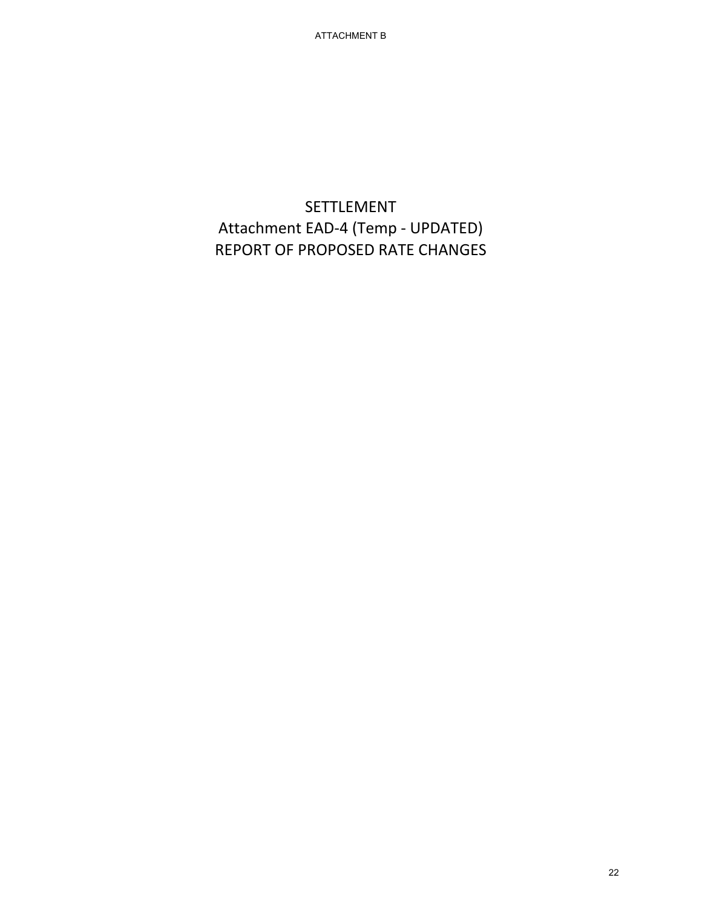ATTACHMENT B

# SETTLEMENT
# Attachment EAD-4 (Temp - UPDATED)
# REPORT OF PROPOSED RATE CHANGES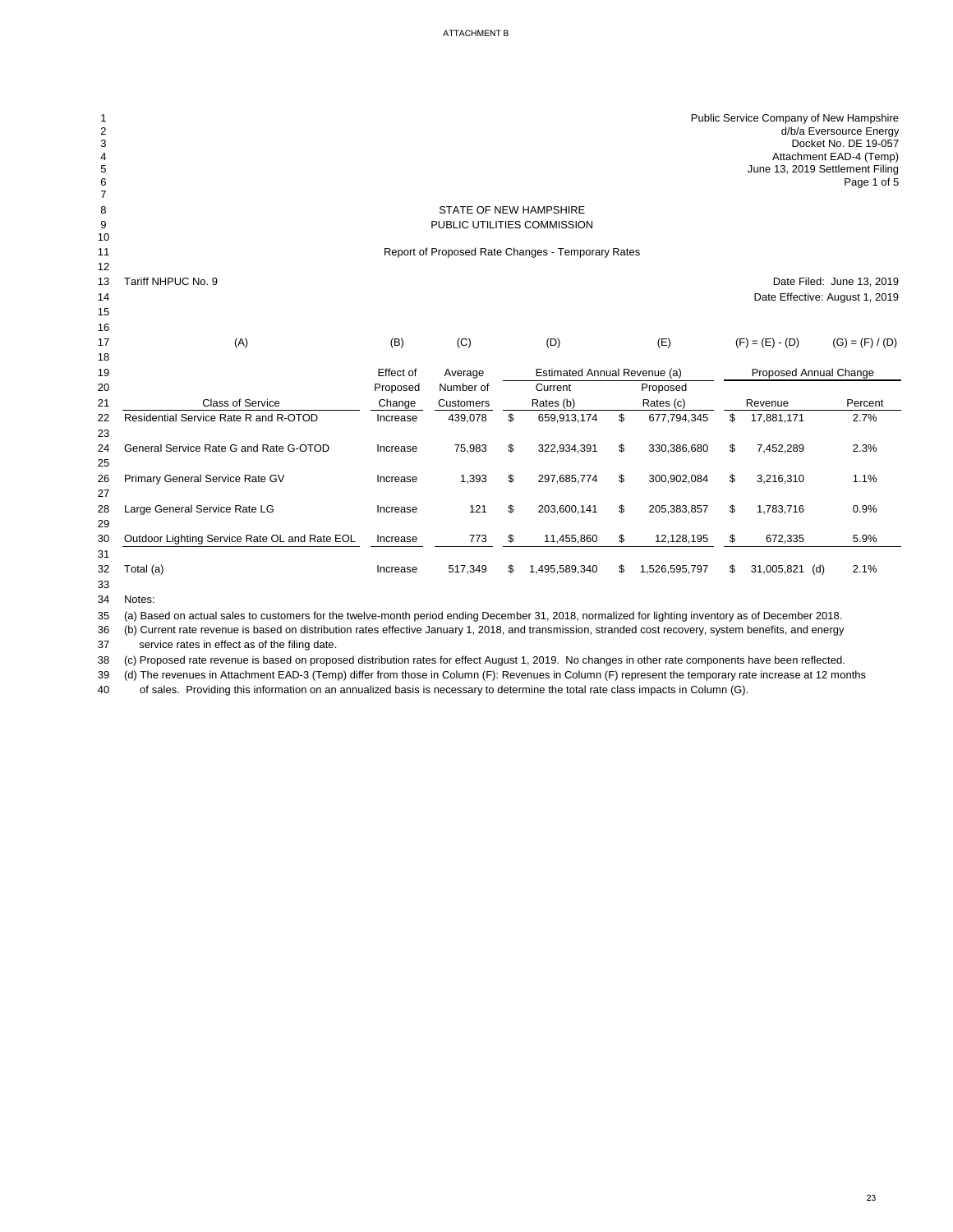ATTACHMENT B

Public Service Company of New Hampshire
d/b/a Eversource Energy
Docket No. DE 19-057
Attachment EAD-4 (Temp)
June 13, 2019 Settlement Filing
Page 1 of 5

STATE OF NEW HAMPSHIRE
PUBLIC UTILITIES COMMISSION

Report of Proposed Rate Changes - Temporary Rates

Tariff NHPUC No. 9

Date Filed: June 13, 2019
Date Effective: August 1, 2019

| (A) | (B) | (C) | (D) | (E) | (F) = (E) - (D) | (G) = (F) / (D) |
|---|---|---|---|---|---|---|
| | Effect of Proposed Change | Average Number of Customers | Estimated Annual Revenue (a) | | Proposed Annual Change | |
| Class of Service | | | Current Rates (b) | Proposed Rates (c) | Revenue | Percent |
| Residential Service Rate R and R-OTOD | Increase | 439,078 | $ 659,913,174 | $ 677,794,345 | $ 17,881,171 | 2.7% |
| General Service Rate G and Rate G-OTOD | Increase | 75,983 | $ 322,934,391 | $ 330,386,680 | $ 7,452,289 | 2.3% |
| Primary General Service Rate GV | Increase | 1,393 | $ 297,685,774 | $ 300,902,084 | $ 3,216,310 | 1.1% |
| Large General Service Rate LG | Increase | 121 | $ 203,600,141 | $ 205,383,857 | $ 1,783,716 | 0.9% |
| Outdoor Lighting Service Rate OL and Rate EOL | Increase | 773 | $ 11,455,860 | $ 12,128,195 | $ 672,335 | 5.9% |
| Total (a) | Increase | 517,349 | $ 1,495,589,340 | $ 1,526,595,797 | $ 31,005,821 (d) | 2.1% |

Notes:

(a) Based on actual sales to customers for the twelve-month period ending December 31, 2018, normalized for lighting inventory as of December 2018.

(b) Current rate revenue is based on distribution rates effective January 1, 2018, and transmission, stranded cost recovery, system benefits, and energy service rates in effect as of the filing date.

(c) Proposed rate revenue is based on proposed distribution rates for effect August 1, 2019. No changes in other rate components have been reflected.

(d) The revenues in Attachment EAD-3 (Temp) differ from those in Column (F): Revenues in Column (F) represent the temporary rate increase at 12 months of sales. Providing this information on an annualized basis is necessary to determine the total rate class impacts in Column (G).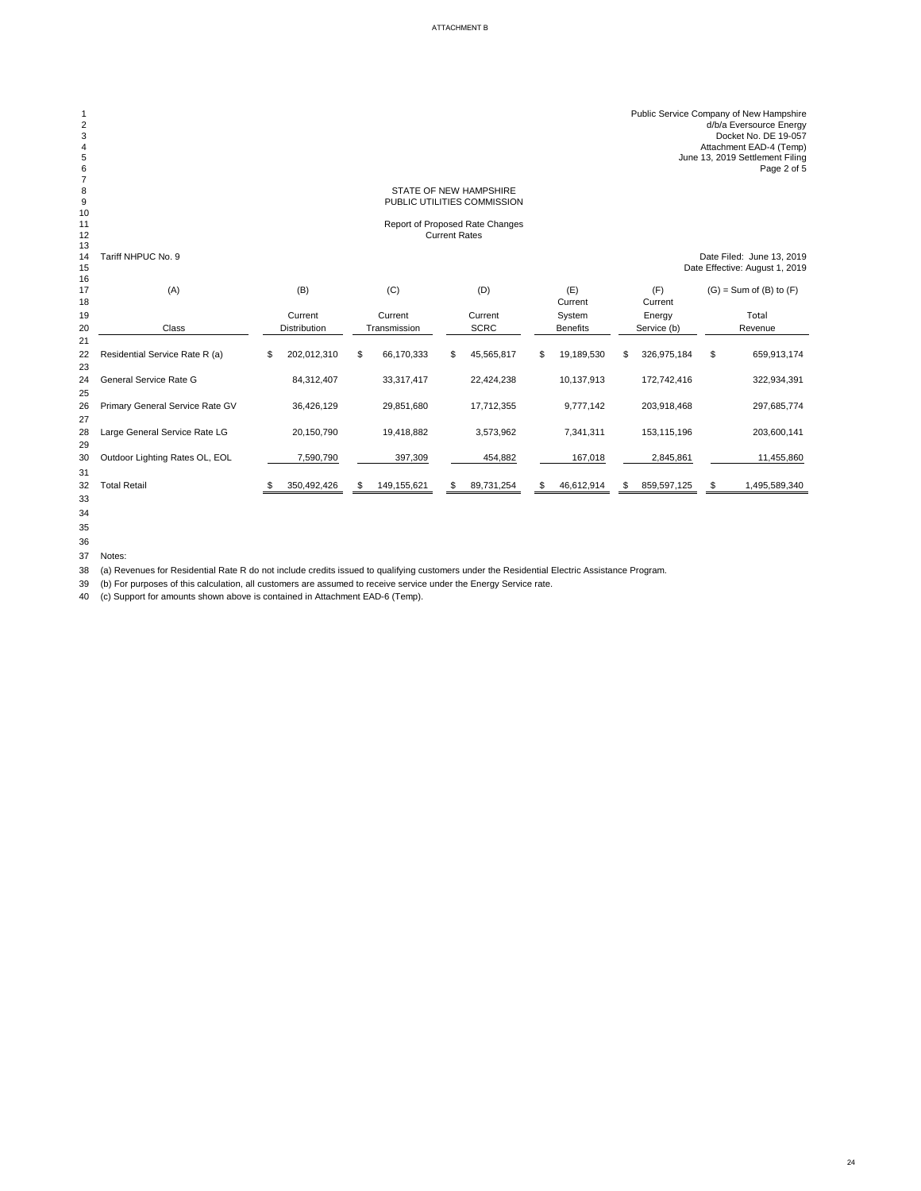ATTACHMENT B

Public Service Company of New Hampshire
d/b/a Eversource Energy
Docket No. DE 19-057
Attachment EAD-4 (Temp)
June 13, 2019 Settlement Filing
Page 2 of 5

STATE OF NEW HAMPSHIRE
PUBLIC UTILITIES COMMISSION

Report of Proposed Rate Changes
Current Rates

Tariff NHPUC No. 9

Date Filed: June 13, 2019
Date Effective: August 1, 2019

| (A) | (B) | (C) | (D) | (E) | (F) | (G) = Sum of (B) to (F) |
|---|---|---|---|---|---|---|
| Class | Current Distribution | Current Transmission | Current SCRC | Current System Benefits | Current Energy Service (b) | Total Revenue |
| Residential Service Rate R (a) | $ 202,012,310 | $ 66,170,333 | $ 45,565,817 | $ 19,189,530 | $ 326,975,184 | $ 659,913,174 |
| General Service Rate G | 84,312,407 | 33,317,417 | 22,424,238 | 10,137,913 | 172,742,416 | 322,934,391 |
| Primary General Service Rate GV | 36,426,129 | 29,851,680 | 17,712,355 | 9,777,142 | 203,918,468 | 297,685,774 |
| Large General Service Rate LG | 20,150,790 | 19,418,882 | 3,573,962 | 7,341,311 | 153,115,196 | 203,600,141 |
| Outdoor Lighting Rates OL, EOL | 7,590,790 | 397,309 | 454,882 | 167,018 | 2,845,861 | 11,455,860 |
| Total Retail | $ 350,492,426 | $ 149,155,621 | $ 89,731,254 | $ 46,612,914 | $ 859,597,125 | $ 1,495,589,340 |

Notes:
(a) Revenues for Residential Rate R do not include credits issued to qualifying customers under the Residential Electric Assistance Program.
(b) For purposes of this calculation, all customers are assumed to receive service under the Energy Service rate.
(c) Support for amounts shown above is contained in Attachment EAD-6 (Temp).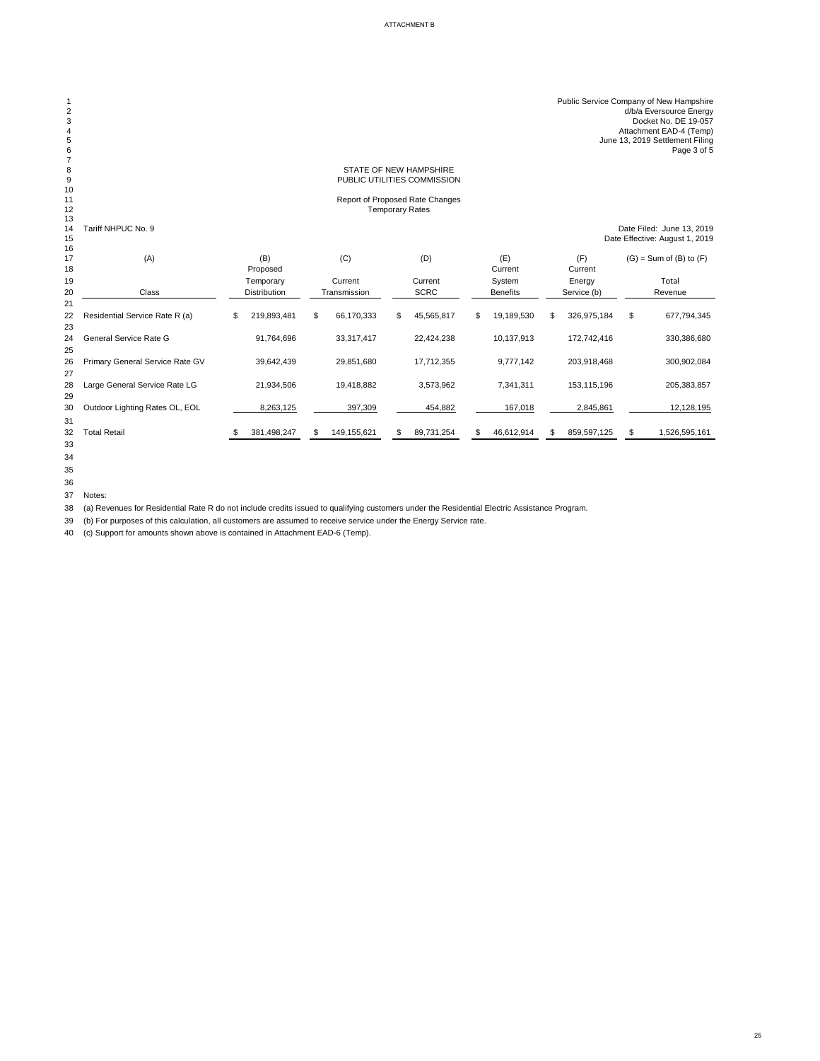ATTACHMENT B

Public Service Company of New Hampshire
d/b/a Eversource Energy
Docket No. DE 19-057
Attachment EAD-4 (Temp)
June 13, 2019 Settlement Filing
Page 3 of 5

STATE OF NEW HAMPSHIRE
PUBLIC UTILITIES COMMISSION

Report of Proposed Rate Changes
Temporary Rates

Tariff NHPUC No. 9

Date Filed: June 13, 2019
Date Effective: August 1, 2019

| (A) | (B) | (C) | (D) | (E) | (F) | (G) = Sum of (B) to (F) |
|---|---|---|---|---|---|---|
| | Proposed | | | Current | Current | |
| | Temporary | Current | Current | System | Energy | Total |
| Class | Distribution | Transmission | SCRC | Benefits | Service (b) | Revenue |
| Residential Service Rate R (a) | $ 219,893,481 | $ 66,170,333 | $ 45,565,817 | $ 19,189,530 | $ 326,975,184 | $ 677,794,345 |
| General Service Rate G | 91,764,696 | 33,317,417 | 22,424,238 | 10,137,913 | 172,742,416 | 330,386,680 |
| Primary General Service Rate GV | 39,642,439 | 29,851,680 | 17,712,355 | 9,777,142 | 203,918,468 | 300,902,084 |
| Large General Service Rate LG | 21,934,506 | 19,418,882 | 3,573,962 | 7,341,311 | 153,115,196 | 205,383,857 |
| Outdoor Lighting Rates OL, EOL | 8,263,125 | 397,309 | 454,882 | 167,018 | 2,845,861 | 12,128,195 |
| Total Retail | $ 381,498,247 | $ 149,155,621 | $ 89,731,254 | $ 46,612,914 | $ 859,597,125 | $ 1,526,595,161 |

Notes:

(a) Revenues for Residential Rate R do not include credits issued to qualifying customers under the Residential Electric Assistance Program.

(b) For purposes of this calculation, all customers are assumed to receive service under the Energy Service rate.

(c) Support for amounts shown above is contained in Attachment EAD-6 (Temp).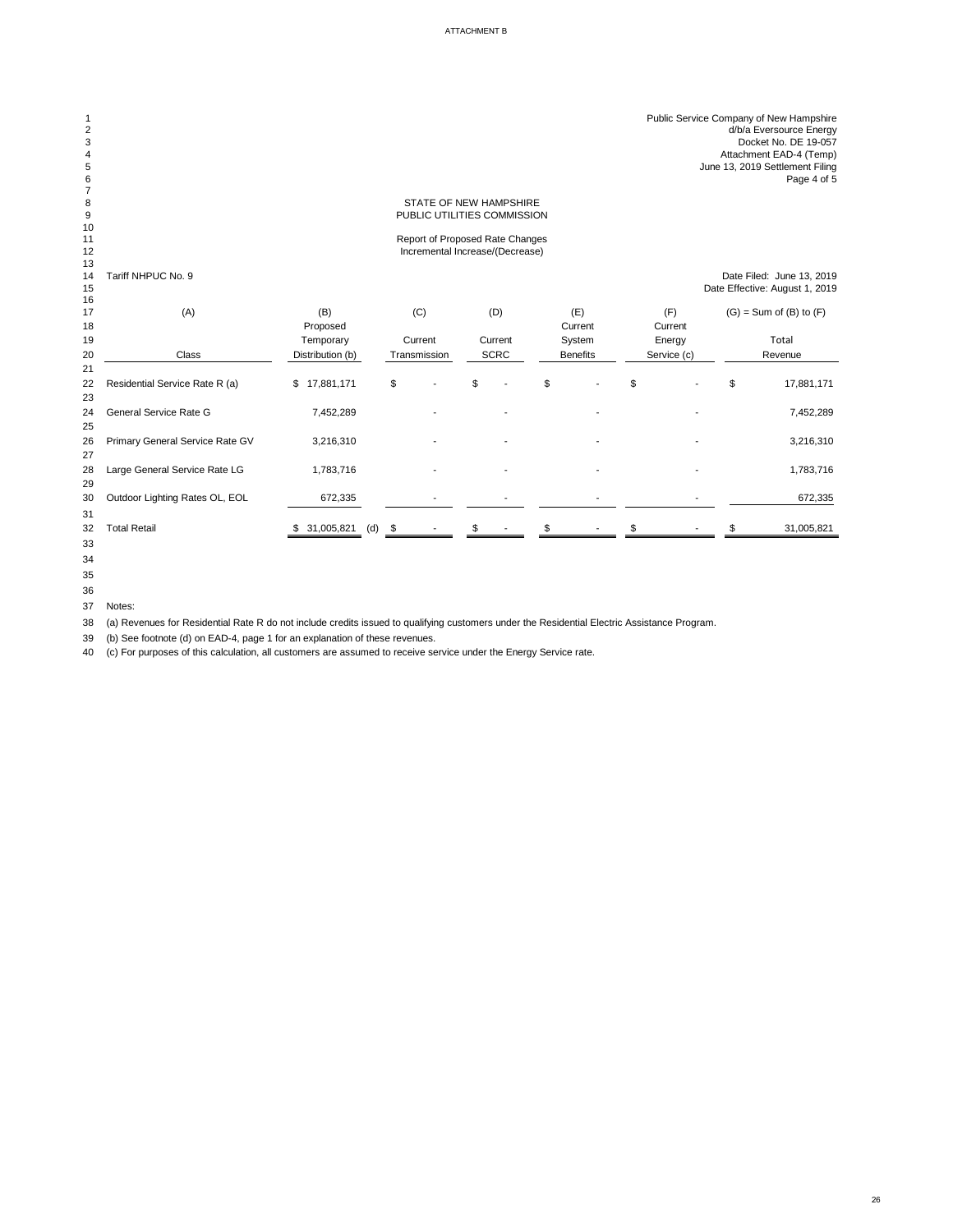ATTACHMENT B

Public Service Company of New Hampshire
d/b/a Eversource Energy
Docket No. DE 19-057
Attachment EAD-4 (Temp)
June 13, 2019 Settlement Filing
Page 4 of 5

STATE OF NEW HAMPSHIRE
PUBLIC UTILITIES COMMISSION

Report of Proposed Rate Changes
Incremental Increase/(Decrease)

Tariff NHPUC No. 9

Date Filed: June 13, 2019
Date Effective: August 1, 2019

| (A) Class | (B) Proposed Temporary Distribution (b) | (C) Current Transmission | (D) Current SCRC | (E) Current System Benefits | (F) Current Energy Service (c) | (G) = Sum of (B) to (F) Total Revenue |
|---|---|---|---|---|---|---|
| Residential Service Rate R (a) | $ 17,881,171 | $ - | $ - | $ - | $ - | $ 17,881,171 |
| General Service Rate G | 7,452,289 | - | - | - | - | 7,452,289 |
| Primary General Service Rate GV | 3,216,310 | - | - | - | - | 3,216,310 |
| Large General Service Rate LG | 1,783,716 | - | - | - | - | 1,783,716 |
| Outdoor Lighting Rates OL, EOL | 672,335 | - | - | - | - | 672,335 |
| Total Retail | $ 31,005,821 (d) | $ - | $ - | $ - | $ - | $ 31,005,821 |

Notes:

(a) Revenues for Residential Rate R do not include credits issued to qualifying customers under the Residential Electric Assistance Program.

(b) See footnote (d) on EAD-4, page 1 for an explanation of these revenues.

(c) For purposes of this calculation, all customers are assumed to receive service under the Energy Service rate.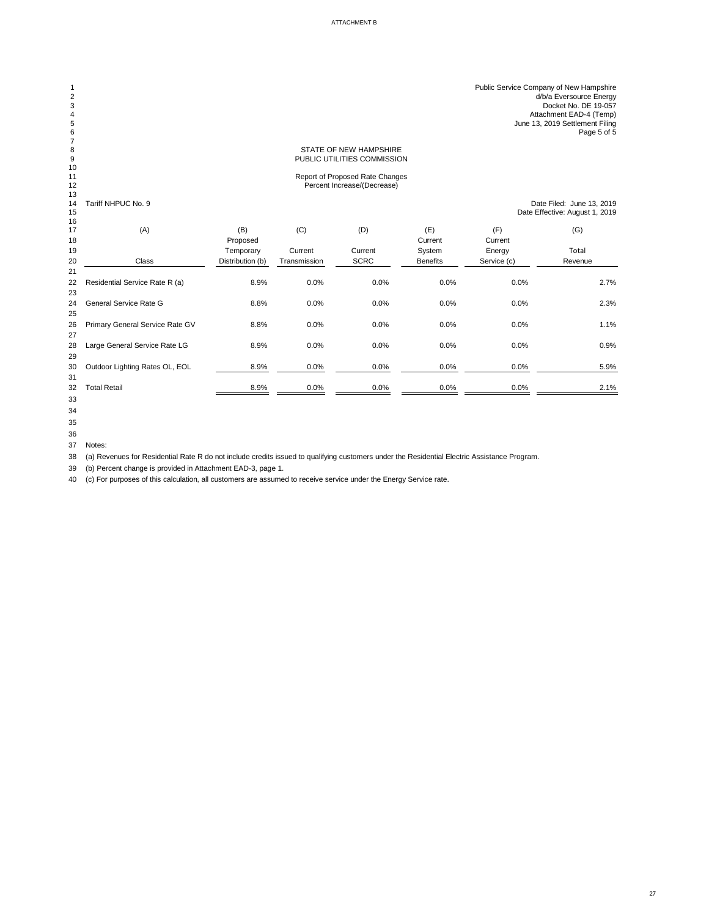ATTACHMENT B

Public Service Company of New Hampshire
d/b/a Eversource Energy
Docket No. DE 19-057
Attachment EAD-4 (Temp)
June 13, 2019 Settlement Filing
Page 5 of 5

STATE OF NEW HAMPSHIRE
PUBLIC UTILITIES COMMISSION

Report of Proposed Rate Changes
Percent Increase/(Decrease)

Tariff NHPUC No. 9

Date Filed: June 13, 2019
Date Effective: August 1, 2019

| (A) | (B) | (C) | (D) | (E) | (F) | (G) |
|---|---|---|---|---|---|---|
| Class | Proposed Temporary Distribution (b) | Current Transmission | Current SCRC | Current System Benefits | Current Energy Service (c) | Total Revenue |
| Residential Service Rate R (a) | 8.9% | 0.0% | 0.0% | 0.0% | 0.0% | 2.7% |
| General Service Rate G | 8.8% | 0.0% | 0.0% | 0.0% | 0.0% | 2.3% |
| Primary General Service Rate GV | 8.8% | 0.0% | 0.0% | 0.0% | 0.0% | 1.1% |
| Large General Service Rate LG | 8.9% | 0.0% | 0.0% | 0.0% | 0.0% | 0.9% |
| Outdoor Lighting Rates OL, EOL | 8.9% | 0.0% | 0.0% | 0.0% | 0.0% | 5.9% |
| Total Retail | 8.9% | 0.0% | 0.0% | 0.0% | 0.0% | 2.1% |

Notes:

(a) Revenues for Residential Rate R do not include credits issued to qualifying customers under the Residential Electric Assistance Program.

(b) Percent change is provided in Attachment EAD-3, page 1.

(c) For purposes of this calculation, all customers are assumed to receive service under the Energy Service rate.